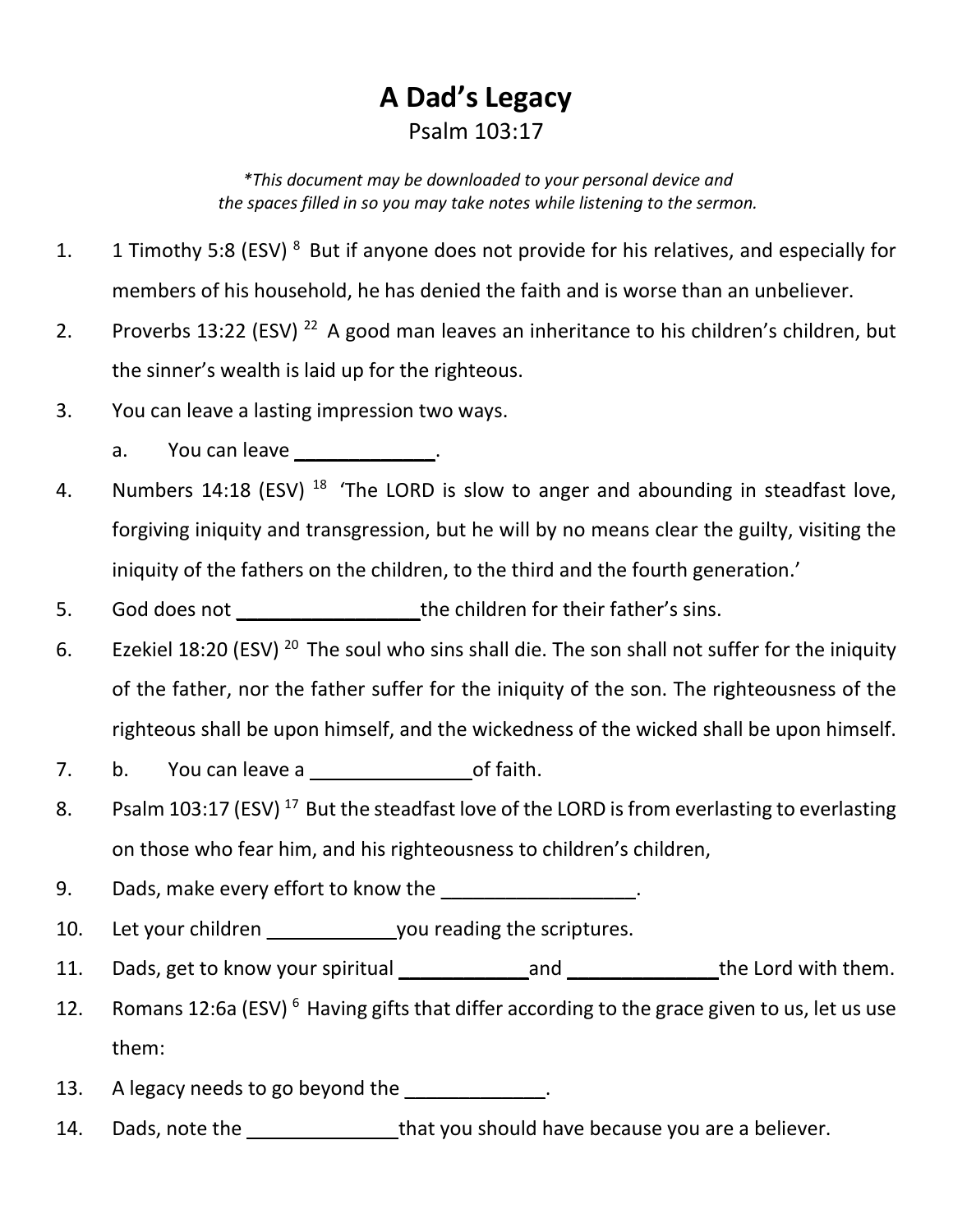# A Dad's Legacy

Psalm 103:17

*\*This document may be downloaded to your personal device and the spaces filled in so you may take notes while listening to the sermon.*

1. 1 Timothy 5:8 (ESV) [8] But if anyone does not provide for his relatives, and especially for members of his household, he has denied the faith and is worse than an unbeliever.
2. Proverbs 13:22 (ESV) [22] A good man leaves an inheritance to his children's children, but the sinner's wealth is laid up for the righteous.
3. You can leave a lasting impression two ways.
   a. You can leave _____________.
4. Numbers 14:18 (ESV) [18] 'The LORD is slow to anger and abounding in steadfast love, forgiving iniquity and transgression, but he will by no means clear the guilty, visiting the iniquity of the fathers on the children, to the third and the fourth generation.'
5. God does not _________________ the children for their father's sins.
6. Ezekiel 18:20 (ESV) [20] The soul who sins shall die. The son shall not suffer for the iniquity of the father, nor the father suffer for the iniquity of the son. The righteousness of the righteous shall be upon himself, and the wickedness of the wicked shall be upon himself.
7. b. You can leave a _______________ of faith.
8. Psalm 103:17 (ESV) [17] But the steadfast love of the LORD is from everlasting to everlasting on those who fear him, and his righteousness to children's children,
9. Dads, make every effort to know the __________________.
10. Let your children ____________ you reading the scriptures.
11. Dads, get to know your spiritual ____________ and ______________ the Lord with them.
12. Romans 12:6a (ESV) [6] Having gifts that differ according to the grace given to us, let us use them:
13. A legacy needs to go beyond the _____________.
14. Dads, note the ______________ that you should have because you are a believer.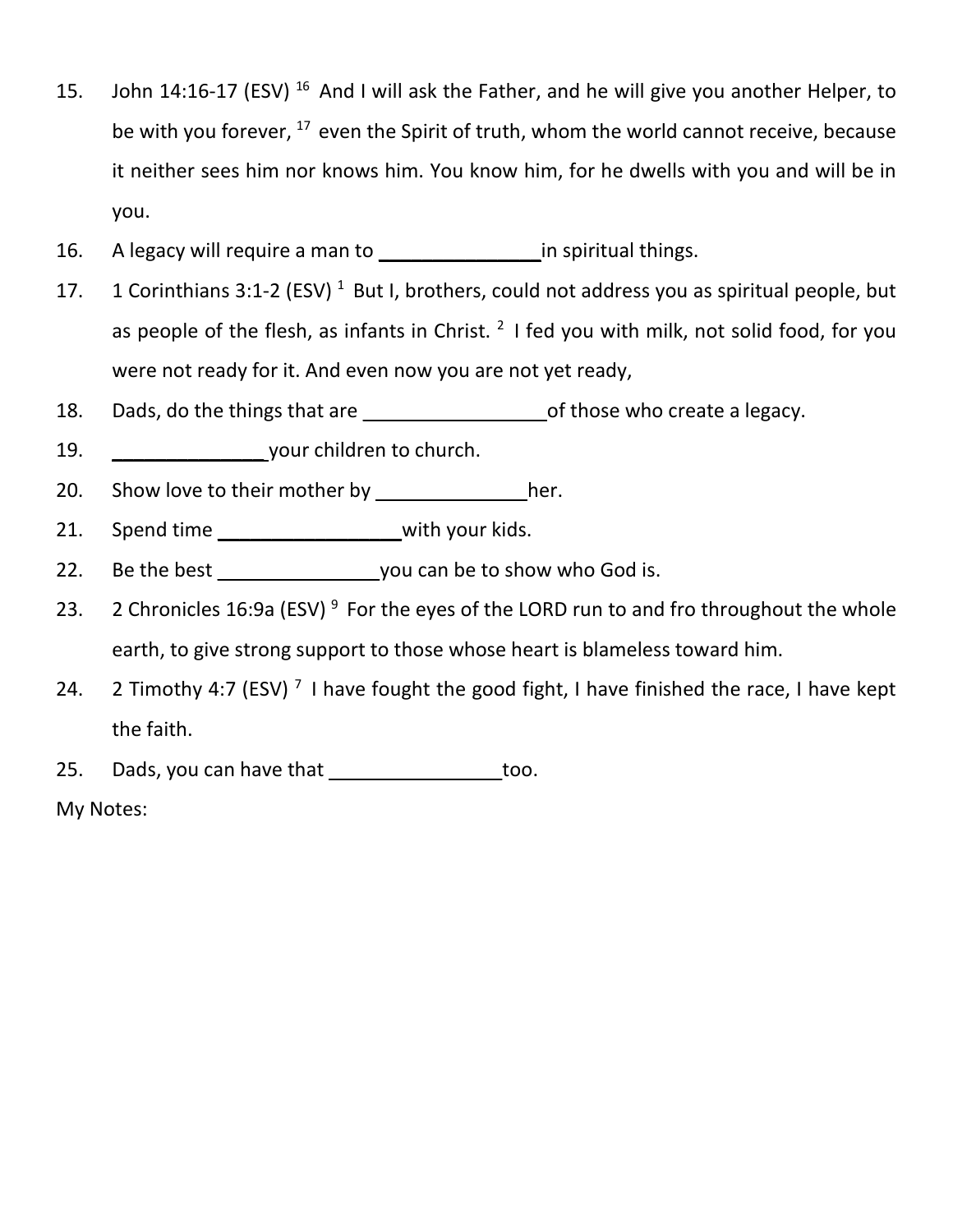15. John 14:16-17 (ESV) [16] And I will ask the Father, and he will give you another Helper, to be with you forever, [17] even the Spirit of truth, whom the world cannot receive, because it neither sees him nor knows him. You know him, for he dwells with you and will be in you.
16. A legacy will require a man to ______________ in spiritual things.
17. 1 Corinthians 3:1-2 (ESV) [1] But I, brothers, could not address you as spiritual people, but as people of the flesh, as infants in Christ. [2] I fed you with milk, not solid food, for you were not ready for it. And even now you are not yet ready,
18. Dads, do the things that are ________________ of those who create a legacy.
19. ______________ your children to church.
20. Show love to their mother by _____________ her.
21. Spend time ________________ with your kids.
22. Be the best ______________ you can be to show who God is.
23. 2 Chronicles 16:9a (ESV) [9] For the eyes of the LORD run to and fro throughout the whole earth, to give strong support to those whose heart is blameless toward him.
24. 2 Timothy 4:7 (ESV) [7] I have fought the good fight, I have finished the race, I have kept the faith.
25. Dads, you can have that _______________ too.

My Notes: